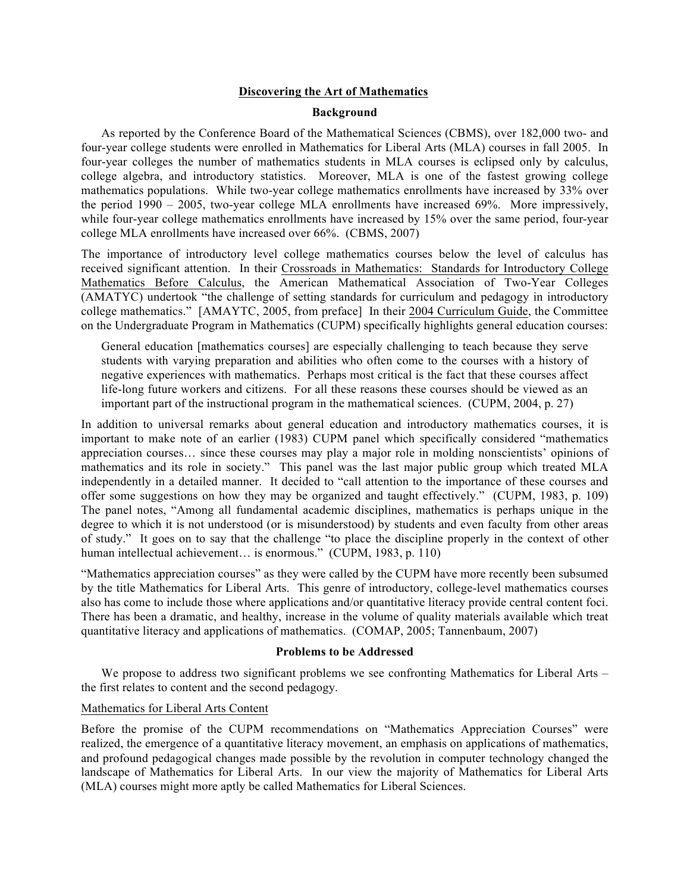# Discovering the Art of Mathematics

## Background

As reported by the Conference Board of the Mathematical Sciences (CBMS), over 182,000 two- and four-year college students were enrolled in Mathematics for Liberal Arts (MLA) courses in fall 2005. In four-year colleges the number of mathematics students in MLA courses is eclipsed only by calculus, college algebra, and introductory statistics. Moreover, MLA is one of the fastest growing college mathematics populations. While two-year college mathematics enrollments have increased by 33% over the period 1990 – 2005, two-year college MLA enrollments have increased 69%. More impressively, while four-year college mathematics enrollments have increased by 15% over the same period, four-year college MLA enrollments have increased over 66%. (CBMS, 2007)

The importance of introductory level college mathematics courses below the level of calculus has received significant attention. In their Crossroads in Mathematics: Standards for Introductory College Mathematics Before Calculus, the American Mathematical Association of Two-Year Colleges (AMATYC) undertook "the challenge of setting standards for curriculum and pedagogy in introductory college mathematics." [AMAYTC, 2005, from preface] In their 2004 Curriculum Guide, the Committee on the Undergraduate Program in Mathematics (CUPM) specifically highlights general education courses:

> General education [mathematics courses] are especially challenging to teach because they serve students with varying preparation and abilities who often come to the courses with a history of negative experiences with mathematics. Perhaps most critical is the fact that these courses affect life-long future workers and citizens. For all these reasons these courses should be viewed as an important part of the instructional program in the mathematical sciences. (CUPM, 2004, p. 27)

In addition to universal remarks about general education and introductory mathematics courses, it is important to make note of an earlier (1983) CUPM panel which specifically considered "mathematics appreciation courses… since these courses may play a major role in molding nonscientists' opinions of mathematics and its role in society." This panel was the last major public group which treated MLA independently in a detailed manner. It decided to "call attention to the importance of these courses and offer some suggestions on how they may be organized and taught effectively." (CUPM, 1983, p. 109) The panel notes, "Among all fundamental academic disciplines, mathematics is perhaps unique in the degree to which it is not understood (or is misunderstood) by students and even faculty from other areas of study." It goes on to say that the challenge "to place the discipline properly in the context of other human intellectual achievement… is enormous." (CUPM, 1983, p. 110)

"Mathematics appreciation courses" as they were called by the CUPM have more recently been subsumed by the title Mathematics for Liberal Arts. This genre of introductory, college-level mathematics courses also has come to include those where applications and/or quantitative literacy provide central content foci. There has been a dramatic, and healthy, increase in the volume of quality materials available which treat quantitative literacy and applications of mathematics. (COMAP, 2005; Tannenbaum, 2007)

## Problems to be Addressed

We propose to address two significant problems we see confronting Mathematics for Liberal Arts – the first relates to content and the second pedagogy.

### Mathematics for Liberal Arts Content

Before the promise of the CUPM recommendations on "Mathematics Appreciation Courses" were realized, the emergence of a quantitative literacy movement, an emphasis on applications of mathematics, and profound pedagogical changes made possible by the revolution in computer technology changed the landscape of Mathematics for Liberal Arts. In our view the majority of Mathematics for Liberal Arts (MLA) courses might more aptly be called Mathematics for Liberal Sciences.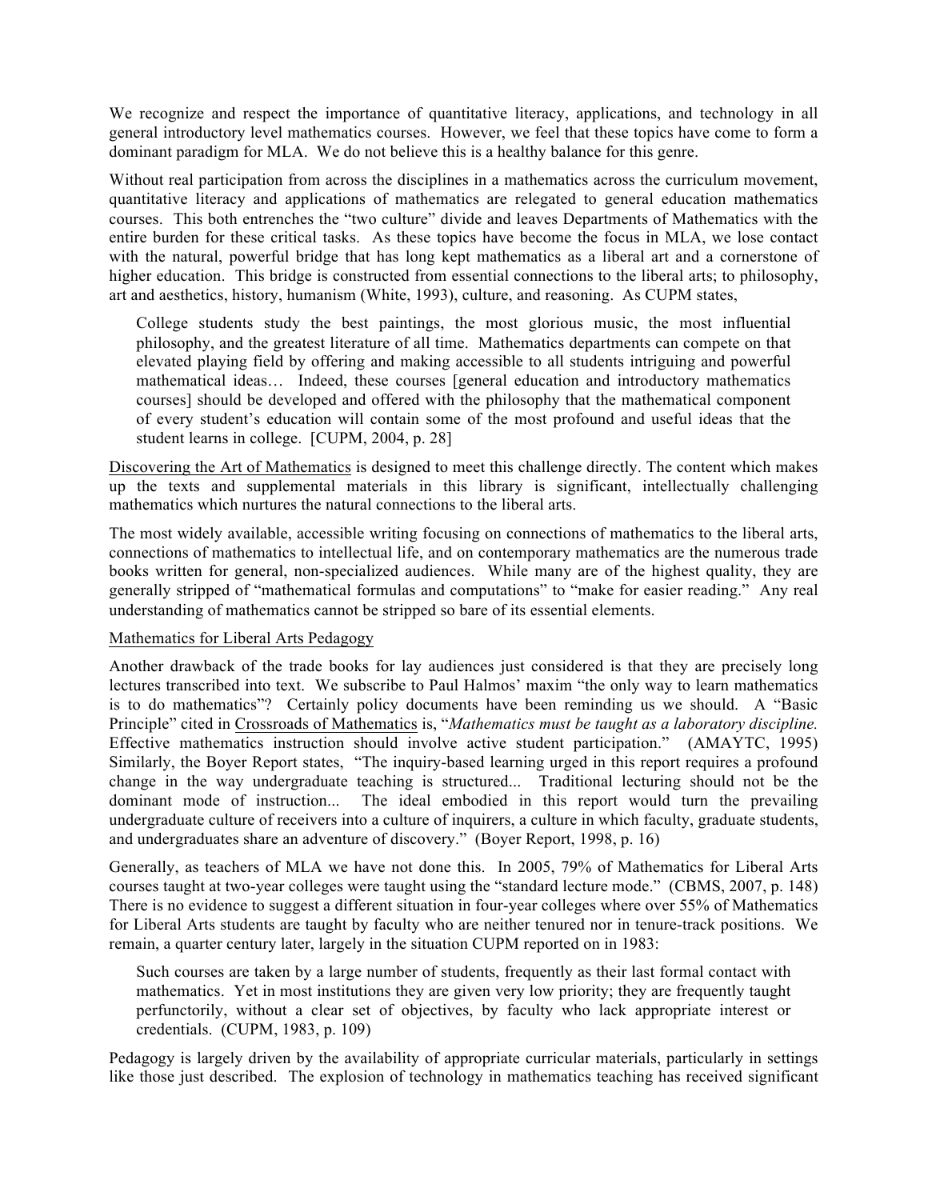We recognize and respect the importance of quantitative literacy, applications, and technology in all general introductory level mathematics courses. However, we feel that these topics have come to form a dominant paradigm for MLA. We do not believe this is a healthy balance for this genre.

Without real participation from across the disciplines in a mathematics across the curriculum movement, quantitative literacy and applications of mathematics are relegated to general education mathematics courses. This both entrenches the "two culture" divide and leaves Departments of Mathematics with the entire burden for these critical tasks. As these topics have become the focus in MLA, we lose contact with the natural, powerful bridge that has long kept mathematics as a liberal art and a cornerstone of higher education. This bridge is constructed from essential connections to the liberal arts; to philosophy, art and aesthetics, history, humanism (White, 1993), culture, and reasoning. As CUPM states,

> College students study the best paintings, the most glorious music, the most influential philosophy, and the greatest literature of all time. Mathematics departments can compete on that elevated playing field by offering and making accessible to all students intriguing and powerful mathematical ideas… Indeed, these courses [general education and introductory mathematics courses] should be developed and offered with the philosophy that the mathematical component of every student's education will contain some of the most profound and useful ideas that the student learns in college. [CUPM, 2004, p. 28]

<u>Discovering the Art of Mathematics</u> is designed to meet this challenge directly. The content which makes up the texts and supplemental materials in this library is significant, intellectually challenging mathematics which nurtures the natural connections to the liberal arts.

The most widely available, accessible writing focusing on connections of mathematics to the liberal arts, connections of mathematics to intellectual life, and on contemporary mathematics are the numerous trade books written for general, non-specialized audiences. While many are of the highest quality, they are generally stripped of "mathematical formulas and computations" to "make for easier reading." Any real understanding of mathematics cannot be stripped so bare of its essential elements.

## <u>Mathematics for Liberal Arts Pedagogy</u>

Another drawback of the trade books for lay audiences just considered is that they are precisely long lectures transcribed into text. We subscribe to Paul Halmos' maxim "the only way to learn mathematics is to do mathematics"? Certainly policy documents have been reminding us we should. A "Basic Principle" cited in <u>Crossroads of Mathematics</u> is, "*Mathematics must be taught as a laboratory discipline.* Effective mathematics instruction should involve active student participation." (AMAYTC, 1995) Similarly, the Boyer Report states, "The inquiry-based learning urged in this report requires a profound change in the way undergraduate teaching is structured... Traditional lecturing should not be the dominant mode of instruction... The ideal embodied in this report would turn the prevailing undergraduate culture of receivers into a culture of inquirers, a culture in which faculty, graduate students, and undergraduates share an adventure of discovery." (Boyer Report, 1998, p. 16)

Generally, as teachers of MLA we have not done this. In 2005, 79% of Mathematics for Liberal Arts courses taught at two-year colleges were taught using the "standard lecture mode." (CBMS, 2007, p. 148) There is no evidence to suggest a different situation in four-year colleges where over 55% of Mathematics for Liberal Arts students are taught by faculty who are neither tenured nor in tenure-track positions. We remain, a quarter century later, largely in the situation CUPM reported on in 1983:

> Such courses are taken by a large number of students, frequently as their last formal contact with mathematics. Yet in most institutions they are given very low priority; they are frequently taught perfunctorily, without a clear set of objectives, by faculty who lack appropriate interest or credentials. (CUPM, 1983, p. 109)

Pedagogy is largely driven by the availability of appropriate curricular materials, particularly in settings like those just described. The explosion of technology in mathematics teaching has received significant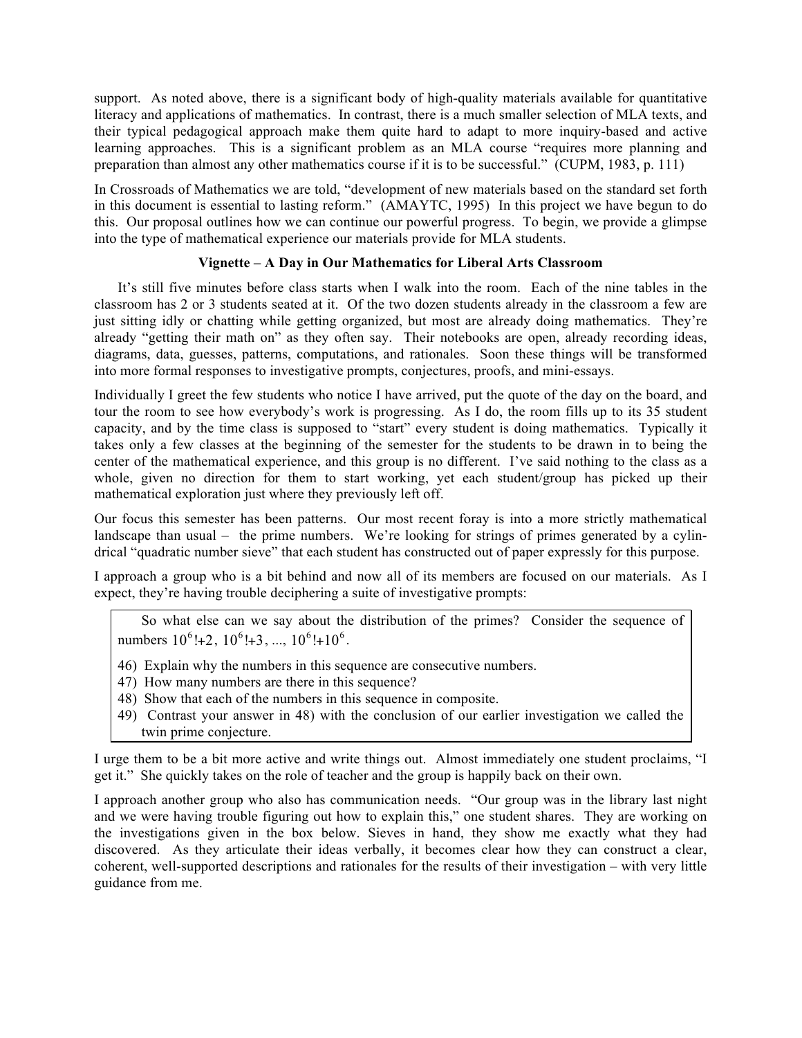support. As noted above, there is a significant body of high-quality materials available for quantitative literacy and applications of mathematics. In contrast, there is a much smaller selection of MLA texts, and their typical pedagogical approach make them quite hard to adapt to more inquiry-based and active learning approaches. This is a significant problem as an MLA course "requires more planning and preparation than almost any other mathematics course if it is to be successful." (CUPM, 1983, p. 111)

In Crossroads of Mathematics we are told, "development of new materials based on the standard set forth in this document is essential to lasting reform." (AMAYTC, 1995) In this project we have begun to do this. Our proposal outlines how we can continue our powerful progress. To begin, we provide a glimpse into the type of mathematical experience our materials provide for MLA students.

### Vignette – A Day in Our Mathematics for Liberal Arts Classroom

It's still five minutes before class starts when I walk into the room. Each of the nine tables in the classroom has 2 or 3 students seated at it. Of the two dozen students already in the classroom a few are just sitting idly or chatting while getting organized, but most are already doing mathematics. They're already "getting their math on" as they often say. Their notebooks are open, already recording ideas, diagrams, data, guesses, patterns, computations, and rationales. Soon these things will be transformed into more formal responses to investigative prompts, conjectures, proofs, and mini-essays.

Individually I greet the few students who notice I have arrived, put the quote of the day on the board, and tour the room to see how everybody's work is progressing. As I do, the room fills up to its 35 student capacity, and by the time class is supposed to "start" every student is doing mathematics. Typically it takes only a few classes at the beginning of the semester for the students to be drawn in to being the center of the mathematical experience, and this group is no different. I've said nothing to the class as a whole, given no direction for them to start working, yet each student/group has picked up their mathematical exploration just where they previously left off.

Our focus this semester has been patterns. Our most recent foray is into a more strictly mathematical landscape than usual – the prime numbers. We're looking for strings of primes generated by a cylindrical "quadratic number sieve" that each student has constructed out of paper expressly for this purpose.

I approach a group who is a bit behind and now all of its members are focused on our materials. As I expect, they're having trouble deciphering a suite of investigative prompts:

> So what else can we say about the distribution of the primes? Consider the sequence of numbers $10^6!+2$, $10^6!+3$, ..., $10^6!+10^6$.
>
> 46) Explain why the numbers in this sequence are consecutive numbers.
> 47) How many numbers are there in this sequence?
> 48) Show that each of the numbers in this sequence in composite.
> 49) Contrast your answer in 48) with the conclusion of our earlier investigation we called the twin prime conjecture.

I urge them to be a bit more active and write things out. Almost immediately one student proclaims, "I get it." She quickly takes on the role of teacher and the group is happily back on their own.

I approach another group who also has communication needs. "Our group was in the library last night and we were having trouble figuring out how to explain this," one student shares. They are working on the investigations given in the box below. Sieves in hand, they show me exactly what they had discovered. As they articulate their ideas verbally, it becomes clear how they can construct a clear, coherent, well-supported descriptions and rationales for the results of their investigation – with very little guidance from me.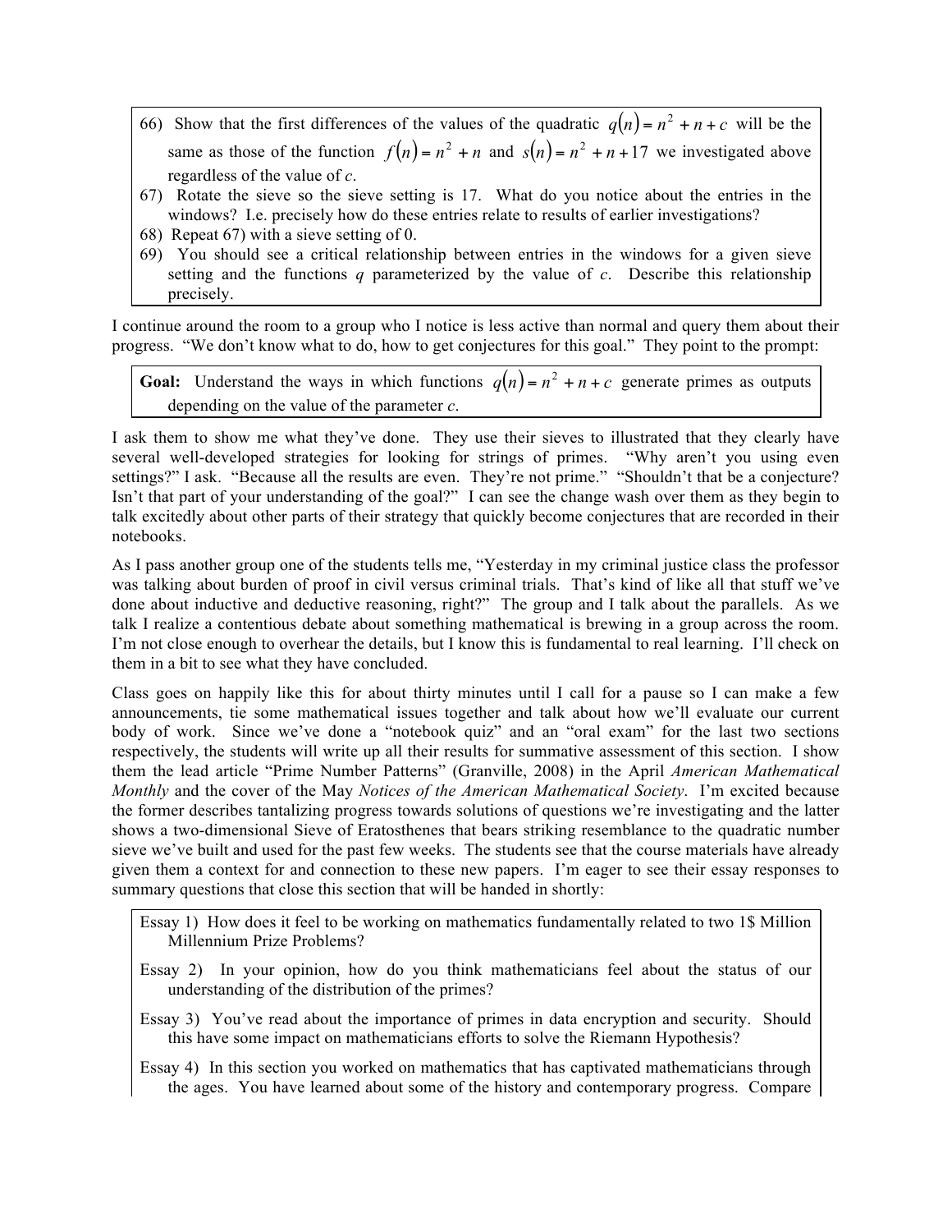66) Show that the first differences of the values of the quadratic $q(n) = n^2 + n + c$ will be the same as those of the function $f(n) = n^2 + n$ and $s(n) = n^2 + n + 17$ we investigated above regardless of the value of *c*.

67) Rotate the sieve so the sieve setting is 17. What do you notice about the entries in the windows? I.e. precisely how do these entries relate to results of earlier investigations?

68) Repeat 67) with a sieve setting of 0.

69) You should see a critical relationship between entries in the windows for a given sieve setting and the functions *q* parameterized by the value of *c*. Describe this relationship precisely.

I continue around the room to a group who I notice is less active than normal and query them about their progress. "We don't know what to do, how to get conjectures for this goal." They point to the prompt:

**Goal:** Understand the ways in which functions $q(n) = n^2 + n + c$ generate primes as outputs depending on the value of the parameter *c*.

I ask them to show me what they've done. They use their sieves to illustrated that they clearly have several well-developed strategies for looking for strings of primes. "Why aren't you using even settings?" I ask. "Because all the results are even. They're not prime." "Shouldn't that be a conjecture? Isn't that part of your understanding of the goal?" I can see the change wash over them as they begin to talk excitedly about other parts of their strategy that quickly become conjectures that are recorded in their notebooks.

As I pass another group one of the students tells me, "Yesterday in my criminal justice class the professor was talking about burden of proof in civil versus criminal trials. That's kind of like all that stuff we've done about inductive and deductive reasoning, right?" The group and I talk about the parallels. As we talk I realize a contentious debate about something mathematical is brewing in a group across the room. I'm not close enough to overhear the details, but I know this is fundamental to real learning. I'll check on them in a bit to see what they have concluded.

Class goes on happily like this for about thirty minutes until I call for a pause so I can make a few announcements, tie some mathematical issues together and talk about how we'll evaluate our current body of work. Since we've done a "notebook quiz" and an "oral exam" for the last two sections respectively, the students will write up all their results for summative assessment of this section. I show them the lead article "Prime Number Patterns" (Granville, 2008) in the April *American Mathematical Monthly* and the cover of the May *Notices of the American Mathematical Society*. I'm excited because the former describes tantalizing progress towards solutions of questions we're investigating and the latter shows a two-dimensional Sieve of Eratosthenes that bears striking resemblance to the quadratic number sieve we've built and used for the past few weeks. The students see that the course materials have already given them a context for and connection to these new papers. I'm eager to see their essay responses to summary questions that close this section that will be handed in shortly:

Essay 1) How does it feel to be working on mathematics fundamentally related to two 1$ Million Millennium Prize Problems?

Essay 2) In your opinion, how do you think mathematicians feel about the status of our understanding of the distribution of the primes?

Essay 3) You've read about the importance of primes in data encryption and security. Should this have some impact on mathematicians efforts to solve the Riemann Hypothesis?

Essay 4) In this section you worked on mathematics that has captivated mathematicians through the ages. You have learned about some of the history and contemporary progress. Compare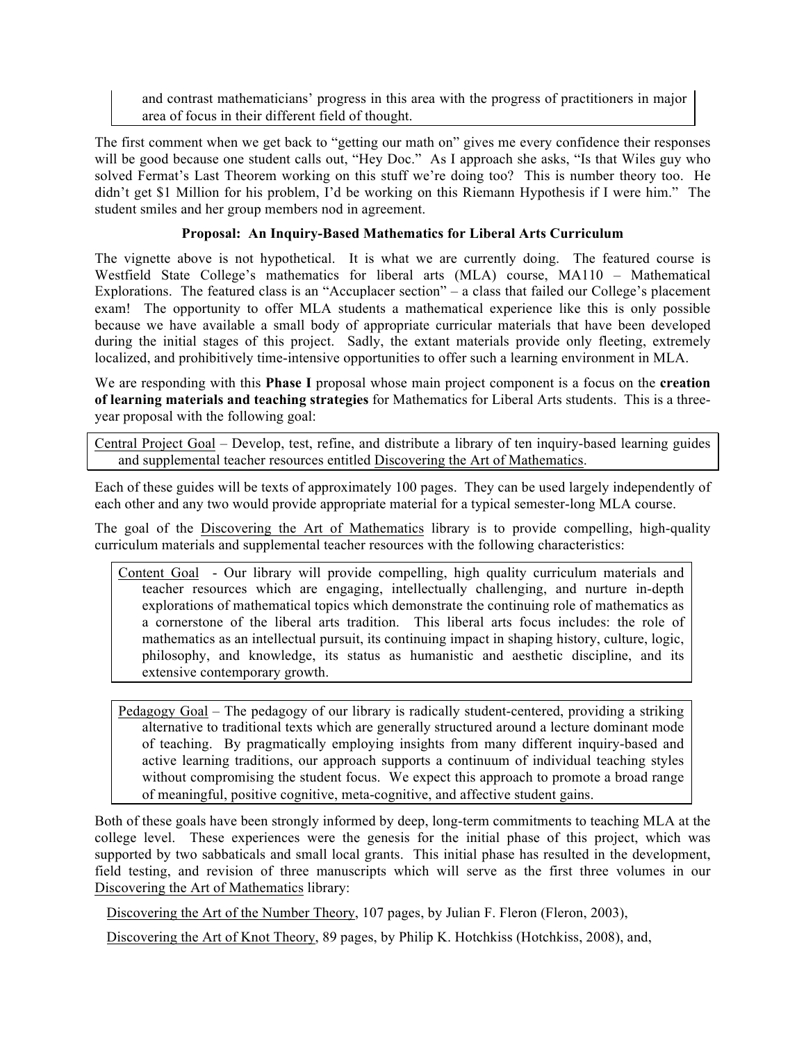and contrast mathematicians' progress in this area with the progress of practitioners in major area of focus in their different field of thought.

The first comment when we get back to "getting our math on" gives me every confidence their responses will be good because one student calls out, "Hey Doc." As I approach she asks, "Is that Wiles guy who solved Fermat's Last Theorem working on this stuff we're doing too? This is number theory too. He didn't get $1 Million for his problem, I'd be working on this Riemann Hypothesis if I were him." The student smiles and her group members nod in agreement.

**Proposal: An Inquiry-Based Mathematics for Liberal Arts Curriculum**

The vignette above is not hypothetical. It is what we are currently doing. The featured course is Westfield State College's mathematics for liberal arts (MLA) course, MA110 – Mathematical Explorations. The featured class is an "Accuplacer section" – a class that failed our College's placement exam! The opportunity to offer MLA students a mathematical experience like this is only possible because we have available a small body of appropriate curricular materials that have been developed during the initial stages of this project. Sadly, the extant materials provide only fleeting, extremely localized, and prohibitively time-intensive opportunities to offer such a learning environment in MLA.

We are responding with this **Phase I** proposal whose main project component is a focus on the **creation of learning materials and teaching strategies** for Mathematics for Liberal Arts students. This is a three-year proposal with the following goal:

Central Project Goal – Develop, test, refine, and distribute a library of ten inquiry-based learning guides and supplemental teacher resources entitled Discovering the Art of Mathematics.

Each of these guides will be texts of approximately 100 pages. They can be used largely independently of each other and any two would provide appropriate material for a typical semester-long MLA course.

The goal of the Discovering the Art of Mathematics library is to provide compelling, high-quality curriculum materials and supplemental teacher resources with the following characteristics:

Content Goal - Our library will provide compelling, high quality curriculum materials and teacher resources which are engaging, intellectually challenging, and nurture in-depth explorations of mathematical topics which demonstrate the continuing role of mathematics as a cornerstone of the liberal arts tradition. This liberal arts focus includes: the role of mathematics as an intellectual pursuit, its continuing impact in shaping history, culture, logic, philosophy, and knowledge, its status as humanistic and aesthetic discipline, and its extensive contemporary growth.

Pedagogy Goal – The pedagogy of our library is radically student-centered, providing a striking alternative to traditional texts which are generally structured around a lecture dominant mode of teaching. By pragmatically employing insights from many different inquiry-based and active learning traditions, our approach supports a continuum of individual teaching styles without compromising the student focus. We expect this approach to promote a broad range of meaningful, positive cognitive, meta-cognitive, and affective student gains.

Both of these goals have been strongly informed by deep, long-term commitments to teaching MLA at the college level. These experiences were the genesis for the initial phase of this project, which was supported by two sabbaticals and small local grants. This initial phase has resulted in the development, field testing, and revision of three manuscripts which will serve as the first three volumes in our Discovering the Art of Mathematics library:

Discovering the Art of the Number Theory, 107 pages, by Julian F. Fleron (Fleron, 2003),

Discovering the Art of Knot Theory, 89 pages, by Philip K. Hotchkiss (Hotchkiss, 2008), and,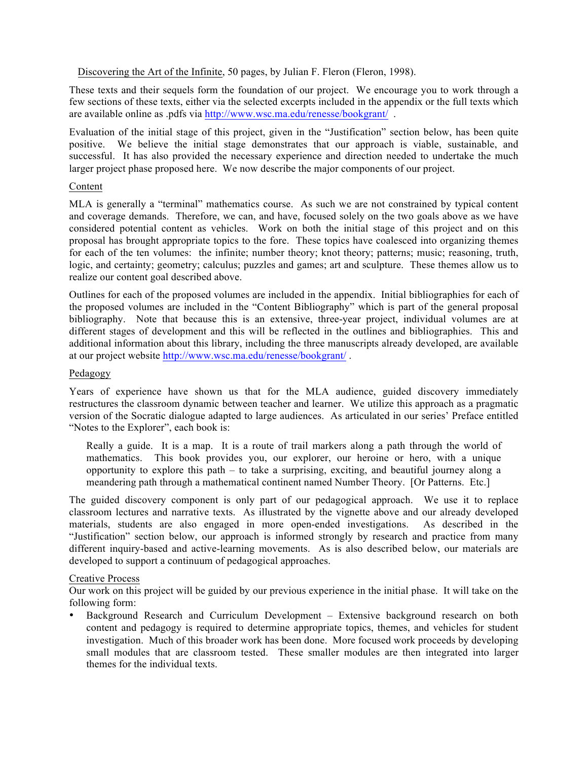Discovering the Art of the Infinite, 50 pages, by Julian F. Fleron (Fleron, 1998).

These texts and their sequels form the foundation of our project. We encourage you to work through a few sections of these texts, either via the selected excerpts included in the appendix or the full texts which are available online as .pdfs via http://www.wsc.ma.edu/renesse/bookgrant/ .

Evaluation of the initial stage of this project, given in the "Justification" section below, has been quite positive. We believe the initial stage demonstrates that our approach is viable, sustainable, and successful. It has also provided the necessary experience and direction needed to undertake the much larger project phase proposed here. We now describe the major components of our project.

Content

MLA is generally a "terminal" mathematics course. As such we are not constrained by typical content and coverage demands. Therefore, we can, and have, focused solely on the two goals above as we have considered potential content as vehicles. Work on both the initial stage of this project and on this proposal has brought appropriate topics to the fore. These topics have coalesced into organizing themes for each of the ten volumes: the infinite; number theory; knot theory; patterns; music; reasoning, truth, logic, and certainty; geometry; calculus; puzzles and games; art and sculpture. These themes allow us to realize our content goal described above.

Outlines for each of the proposed volumes are included in the appendix. Initial bibliographies for each of the proposed volumes are included in the "Content Bibliography" which is part of the general proposal bibliography. Note that because this is an extensive, three-year project, individual volumes are at different stages of development and this will be reflected in the outlines and bibliographies. This and additional information about this library, including the three manuscripts already developed, are available at our project website http://www.wsc.ma.edu/renesse/bookgrant/ .

Pedagogy

Years of experience have shown us that for the MLA audience, guided discovery immediately restructures the classroom dynamic between teacher and learner. We utilize this approach as a pragmatic version of the Socratic dialogue adapted to large audiences. As articulated in our series' Preface entitled "Notes to the Explorer", each book is:

> Really a guide. It is a map. It is a route of trail markers along a path through the world of mathematics. This book provides you, our explorer, our heroine or hero, with a unique opportunity to explore this path – to take a surprising, exciting, and beautiful journey along a meandering path through a mathematical continent named Number Theory. [Or Patterns. Etc.]

The guided discovery component is only part of our pedagogical approach. We use it to replace classroom lectures and narrative texts. As illustrated by the vignette above and our already developed materials, students are also engaged in more open-ended investigations. As described in the "Justification" section below, our approach is informed strongly by research and practice from many different inquiry-based and active-learning movements. As is also described below, our materials are developed to support a continuum of pedagogical approaches.

Creative Process

Our work on this project will be guided by our previous experience in the initial phase. It will take on the following form:

- Background Research and Curriculum Development – Extensive background research on both content and pedagogy is required to determine appropriate topics, themes, and vehicles for student investigation. Much of this broader work has been done. More focused work proceeds by developing small modules that are classroom tested. These smaller modules are then integrated into larger themes for the individual texts.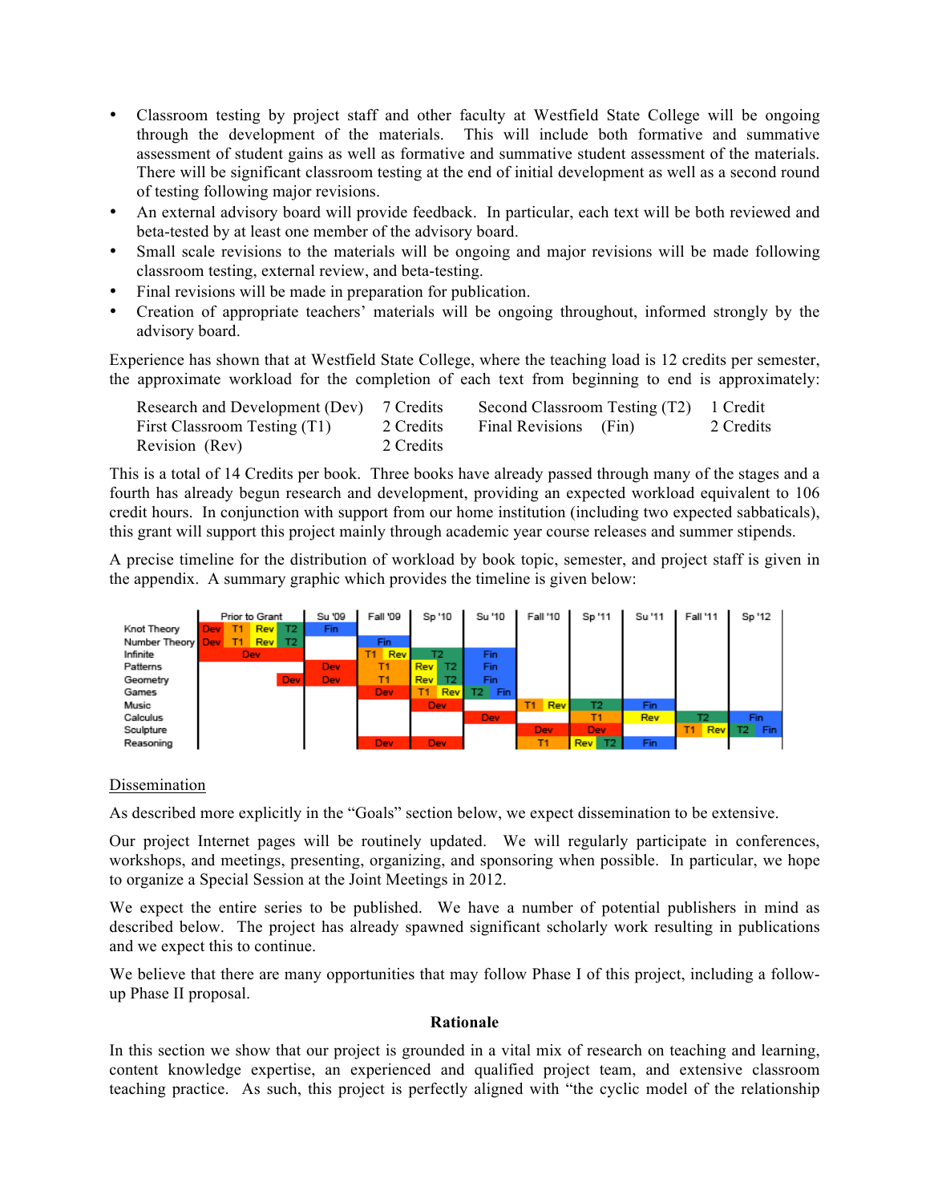- Classroom testing by project staff and other faculty at Westfield State College will be ongoing through the development of the materials. This will include both formative and summative assessment of student gains as well as formative and summative student assessment of the materials. There will be significant classroom testing at the end of initial development as well as a second round of testing following major revisions.
- An external advisory board will provide feedback. In particular, each text will be both reviewed and beta-tested by at least one member of the advisory board.
- Small scale revisions to the materials will be ongoing and major revisions will be made following classroom testing, external review, and beta-testing.
- Final revisions will be made in preparation for publication.
- Creation of appropriate teachers' materials will be ongoing throughout, informed strongly by the advisory board.

Experience has shown that at Westfield State College, where the teaching load is 12 credits per semester, the approximate workload for the completion of each text from beginning to end is approximately:

| | | | |
|---|---|---|---|
| Research and Development (Dev) | 7 Credits | Second Classroom Testing (T2) | 1 Credit |
| First Classroom Testing (T1) | 2 Credits | Final Revisions (Fin) | 2 Credits |
| Revision (Rev) | 2 Credits | | |

This is a total of 14 Credits per book. Three books have already passed through many of the stages and a fourth has already begun research and development, providing an expected workload equivalent to 106 credit hours. In conjunction with support from our home institution (including two expected sabbaticals), this grant will support this project mainly through academic year course releases and summer stipends.

A precise timeline for the distribution of workload by book topic, semester, and project staff is given in the appendix. A summary graphic which provides the timeline is given below:

| | Prior to Grant | Su '09 | Fall '09 | Sp '10 | Su '10 | Fall '10 | Sp '11 | Su '11 | Fall '11 | Sp '12 |
|---|---|---|---|---|---|---|---|---|---|---|
| Knot Theory | Dev T1 Rev T2 | Fin | | | | | | | | |
| Number Theory | Dev T1 Rev T2 | | Fin | | | | | | | |
| Infinite | Dev | | T1 Rev | T2 | Fin | | | | | |
| Patterns | | Dev | T1 | Rev T2 | Fin | | | | | |
| Geometry | Dev | Dev | T1 | Rev T2 | Fin | | | | | |
| Games | | | Dev | T1 Rev | T2 Fin | | | | | |
| Music | | | | Dev | | T1 Rev | T2 | Fin | | |
| Calculus | | | | | Dev | | T1 | Rev | T2 | Fin |
| Sculpture | | | | | | Dev | Dev | | T1 Rev | T2 Fin |
| Reasoning | | | Dev | Dev | | T1 | Rev T2 | Fin | | |

<u>Dissemination</u>

As described more explicitly in the "Goals" section below, we expect dissemination to be extensive.

Our project Internet pages will be routinely updated. We will regularly participate in conferences, workshops, and meetings, presenting, organizing, and sponsoring when possible. In particular, we hope to organize a Special Session at the Joint Meetings in 2012.

We expect the entire series to be published. We have a number of potential publishers in mind as described below. The project has already spawned significant scholarly work resulting in publications and we expect this to continue.

We believe that there are many opportunities that may follow Phase I of this project, including a follow-up Phase II proposal.

**Rationale**

In this section we show that our project is grounded in a vital mix of research on teaching and learning, content knowledge expertise, an experienced and qualified project team, and extensive classroom teaching practice. As such, this project is perfectly aligned with "the cyclic model of the relationship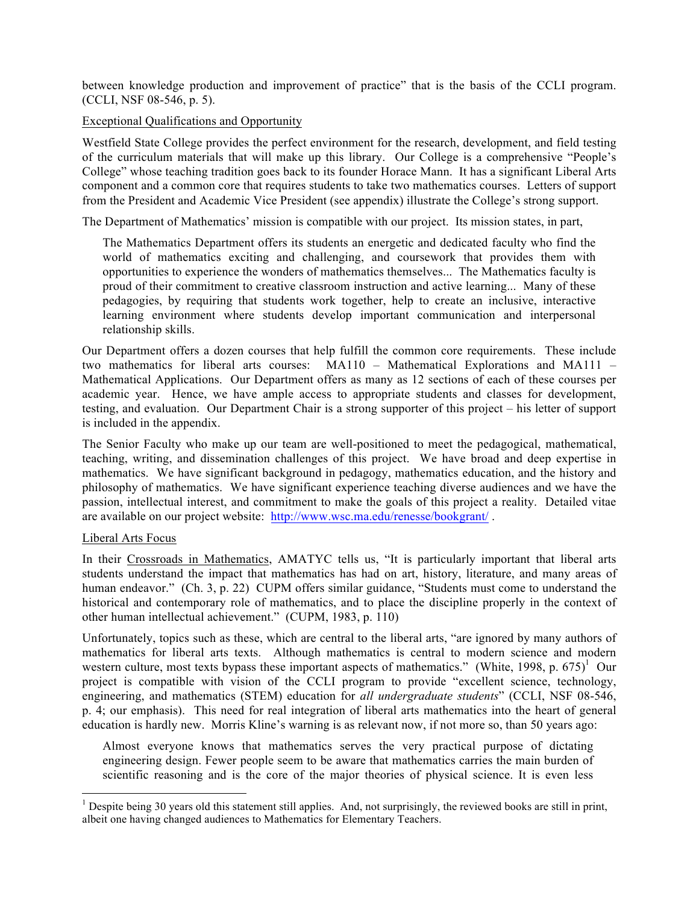between knowledge production and improvement of practice" that is the basis of the CCLI program. (CCLI, NSF 08-546, p. 5).

Exceptional Qualifications and Opportunity

Westfield State College provides the perfect environment for the research, development, and field testing of the curriculum materials that will make up this library. Our College is a comprehensive "People's College" whose teaching tradition goes back to its founder Horace Mann. It has a significant Liberal Arts component and a common core that requires students to take two mathematics courses. Letters of support from the President and Academic Vice President (see appendix) illustrate the College's strong support.

The Department of Mathematics' mission is compatible with our project. Its mission states, in part,

> The Mathematics Department offers its students an energetic and dedicated faculty who find the world of mathematics exciting and challenging, and coursework that provides them with opportunities to experience the wonders of mathematics themselves... The Mathematics faculty is proud of their commitment to creative classroom instruction and active learning... Many of these pedagogies, by requiring that students work together, help to create an inclusive, interactive learning environment where students develop important communication and interpersonal relationship skills.

Our Department offers a dozen courses that help fulfill the common core requirements. These include two mathematics for liberal arts courses: MA110 – Mathematical Explorations and MA111 – Mathematical Applications. Our Department offers as many as 12 sections of each of these courses per academic year. Hence, we have ample access to appropriate students and classes for development, testing, and evaluation. Our Department Chair is a strong supporter of this project – his letter of support is included in the appendix.

The Senior Faculty who make up our team are well-positioned to meet the pedagogical, mathematical, teaching, writing, and dissemination challenges of this project. We have broad and deep expertise in mathematics. We have significant background in pedagogy, mathematics education, and the history and philosophy of mathematics. We have significant experience teaching diverse audiences and we have the passion, intellectual interest, and commitment to make the goals of this project a reality. Detailed vitae are available on our project website: http://www.wsc.ma.edu/renesse/bookgrant/ .

Liberal Arts Focus

In their Crossroads in Mathematics, AMATYC tells us, "It is particularly important that liberal arts students understand the impact that mathematics has had on art, history, literature, and many areas of human endeavor." (Ch. 3, p. 22) CUPM offers similar guidance, "Students must come to understand the historical and contemporary role of mathematics, and to place the discipline properly in the context of other human intellectual achievement." (CUPM, 1983, p. 110)

Unfortunately, topics such as these, which are central to the liberal arts, "are ignored by many authors of mathematics for liberal arts texts. Although mathematics is central to modern science and modern western culture, most texts bypass these important aspects of mathematics." (White, 1998, p. 675)[1] Our project is compatible with vision of the CCLI program to provide "excellent science, technology, engineering, and mathematics (STEM) education for *all undergraduate students*" (CCLI, NSF 08-546, p. 4; our emphasis). This need for real integration of liberal arts mathematics into the heart of general education is hardly new. Morris Kline's warning is as relevant now, if not more so, than 50 years ago:

> Almost everyone knows that mathematics serves the very practical purpose of dictating engineering design. Fewer people seem to be aware that mathematics carries the main burden of scientific reasoning and is the core of the major theories of physical science. It is even less

[1] Despite being 30 years old this statement still applies. And, not surprisingly, the reviewed books are still in print, albeit one having changed audiences to Mathematics for Elementary Teachers.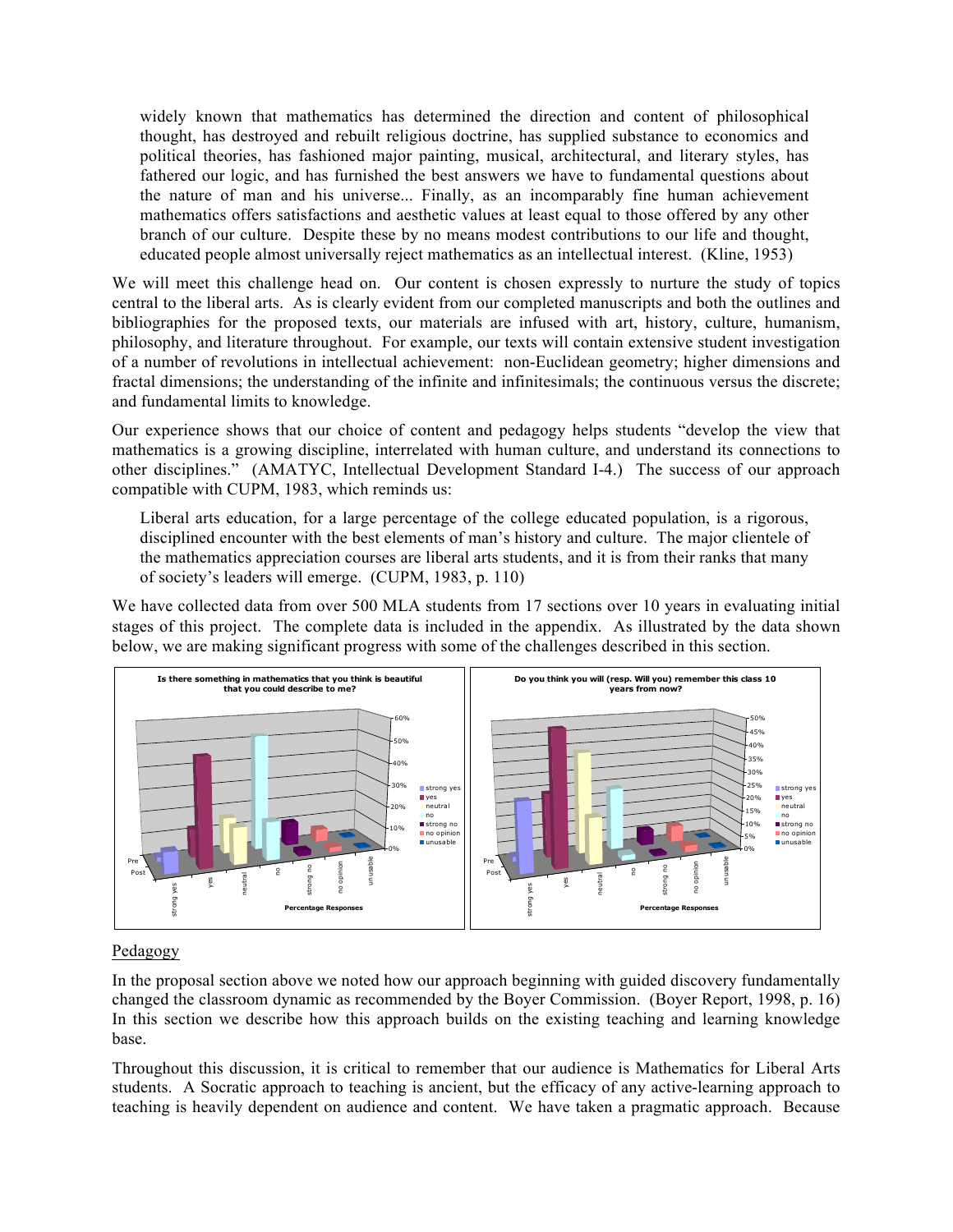widely known that mathematics has determined the direction and content of philosophical thought, has destroyed and rebuilt religious doctrine, has supplied substance to economics and political theories, has fashioned major painting, musical, architectural, and literary styles, has fathered our logic, and has furnished the best answers we have to fundamental questions about the nature of man and his universe... Finally, as an incomparably fine human achievement mathematics offers satisfactions and aesthetic values at least equal to those offered by any other branch of our culture. Despite these by no means modest contributions to our life and thought, educated people almost universally reject mathematics as an intellectual interest. (Kline, 1953)

We will meet this challenge head on. Our content is chosen expressly to nurture the study of topics central to the liberal arts. As is clearly evident from our completed manuscripts and both the outlines and bibliographies for the proposed texts, our materials are infused with art, history, culture, humanism, philosophy, and literature throughout. For example, our texts will contain extensive student investigation of a number of revolutions in intellectual achievement: non-Euclidean geometry; higher dimensions and fractal dimensions; the understanding of the infinite and infinitesimals; the continuous versus the discrete; and fundamental limits to knowledge.

Our experience shows that our choice of content and pedagogy helps students "develop the view that mathematics is a growing discipline, interrelated with human culture, and understand its connections to other disciplines." (AMATYC, Intellectual Development Standard I-4.) The success of our approach compatible with CUPM, 1983, which reminds us:

> Liberal arts education, for a large percentage of the college educated population, is a rigorous, disciplined encounter with the best elements of man's history and culture. The major clientele of the mathematics appreciation courses are liberal arts students, and it is from their ranks that many of society's leaders will emerge. (CUPM, 1983, p. 110)

We have collected data from over 500 MLA students from 17 sections over 10 years in evaluating initial stages of this project. The complete data is included in the appendix. As illustrated by the data shown below, we are making significant progress with some of the challenges described in this section.

**Is there something in mathematics that you think is beautiful that you could describe to me?**

**Do you think you will (resp. Will you) remember this class 10 years from now?**

## Pedagogy

In the proposal section above we noted how our approach beginning with guided discovery fundamentally changed the classroom dynamic as recommended by the Boyer Commission. (Boyer Report, 1998, p. 16) In this section we describe how this approach builds on the existing teaching and learning knowledge base.

Throughout this discussion, it is critical to remember that our audience is Mathematics for Liberal Arts students. A Socratic approach to teaching is ancient, but the efficacy of any active-learning approach to teaching is heavily dependent on audience and content. We have taken a pragmatic approach. Because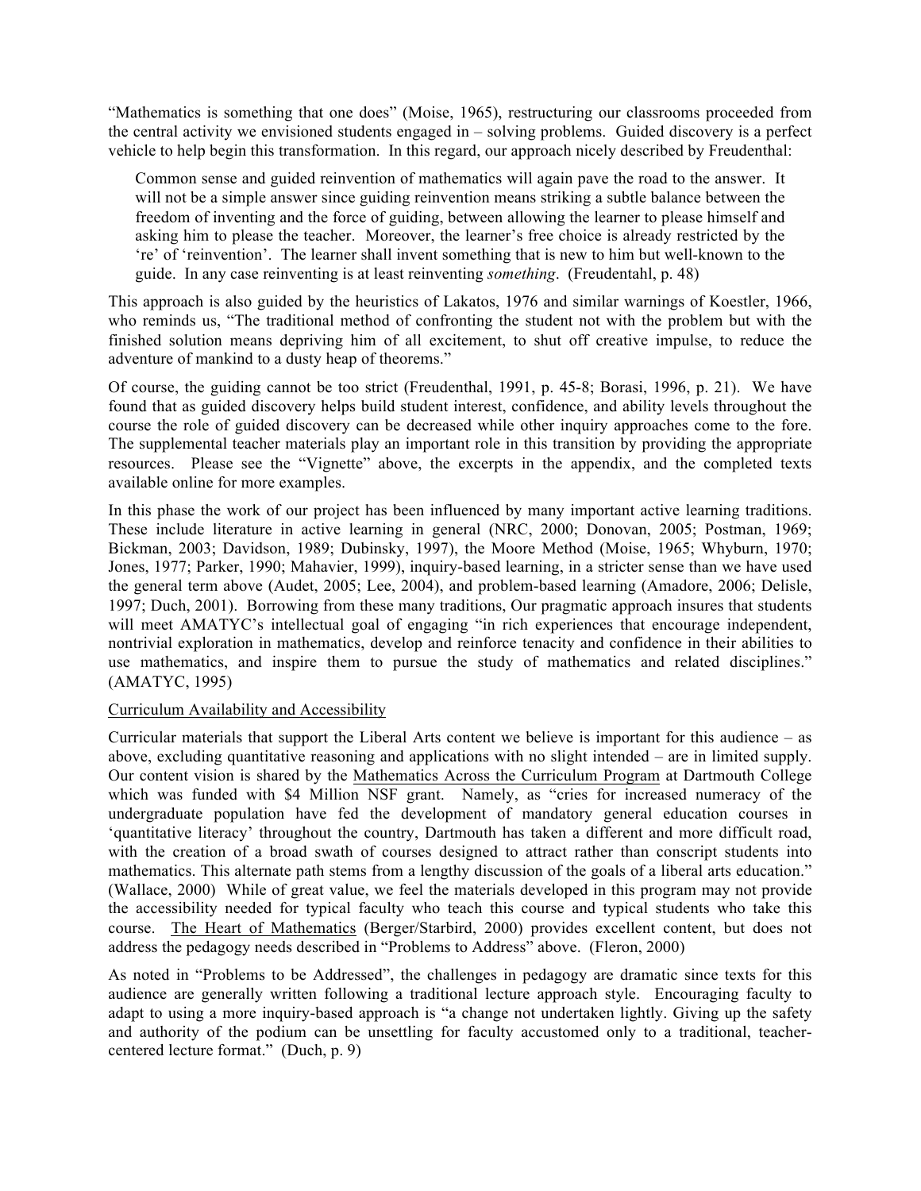"Mathematics is something that one does" (Moise, 1965), restructuring our classrooms proceeded from the central activity we envisioned students engaged in – solving problems. Guided discovery is a perfect vehicle to help begin this transformation. In this regard, our approach nicely described by Freudenthal:

> Common sense and guided reinvention of mathematics will again pave the road to the answer. It will not be a simple answer since guiding reinvention means striking a subtle balance between the freedom of inventing and the force of guiding, between allowing the learner to please himself and asking him to please the teacher. Moreover, the learner's free choice is already restricted by the 're' of 'reinvention'. The learner shall invent something that is new to him but well-known to the guide. In any case reinventing is at least reinventing *something*. (Freudentahl, p. 48)

This approach is also guided by the heuristics of Lakatos, 1976 and similar warnings of Koestler, 1966, who reminds us, "The traditional method of confronting the student not with the problem but with the finished solution means depriving him of all excitement, to shut off creative impulse, to reduce the adventure of mankind to a dusty heap of theorems."

Of course, the guiding cannot be too strict (Freudenthal, 1991, p. 45-8; Borasi, 1996, p. 21). We have found that as guided discovery helps build student interest, confidence, and ability levels throughout the course the role of guided discovery can be decreased while other inquiry approaches come to the fore. The supplemental teacher materials play an important role in this transition by providing the appropriate resources. Please see the "Vignette" above, the excerpts in the appendix, and the completed texts available online for more examples.

In this phase the work of our project has been influenced by many important active learning traditions. These include literature in active learning in general (NRC, 2000; Donovan, 2005; Postman, 1969; Bickman, 2003; Davidson, 1989; Dubinsky, 1997), the Moore Method (Moise, 1965; Whyburn, 1970; Jones, 1977; Parker, 1990; Mahavier, 1999), inquiry-based learning, in a stricter sense than we have used the general term above (Audet, 2005; Lee, 2004), and problem-based learning (Amadore, 2006; Delisle, 1997; Duch, 2001). Borrowing from these many traditions, Our pragmatic approach insures that students will meet AMATYC's intellectual goal of engaging "in rich experiences that encourage independent, nontrivial exploration in mathematics, develop and reinforce tenacity and confidence in their abilities to use mathematics, and inspire them to pursue the study of mathematics and related disciplines." (AMATYC, 1995)

<u>Curriculum Availability and Accessibility</u>

Curricular materials that support the Liberal Arts content we believe is important for this audience – as above, excluding quantitative reasoning and applications with no slight intended – are in limited supply. Our content vision is shared by the <u>Mathematics Across the Curriculum Program</u> at Dartmouth College which was funded with \$4 Million NSF grant. Namely, as "cries for increased numeracy of the undergraduate population have fed the development of mandatory general education courses in 'quantitative literacy' throughout the country, Dartmouth has taken a different and more difficult road, with the creation of a broad swath of courses designed to attract rather than conscript students into mathematics. This alternate path stems from a lengthy discussion of the goals of a liberal arts education." (Wallace, 2000) While of great value, we feel the materials developed in this program may not provide the accessibility needed for typical faculty who teach this course and typical students who take this course. <u>The Heart of Mathematics</u> (Berger/Starbird, 2000) provides excellent content, but does not address the pedagogy needs described in "Problems to Address" above. (Fleron, 2000)

As noted in "Problems to be Addressed", the challenges in pedagogy are dramatic since texts for this audience are generally written following a traditional lecture approach style. Encouraging faculty to adapt to using a more inquiry-based approach is "a change not undertaken lightly. Giving up the safety and authority of the podium can be unsettling for faculty accustomed only to a traditional, teacher-centered lecture format." (Duch, p. 9)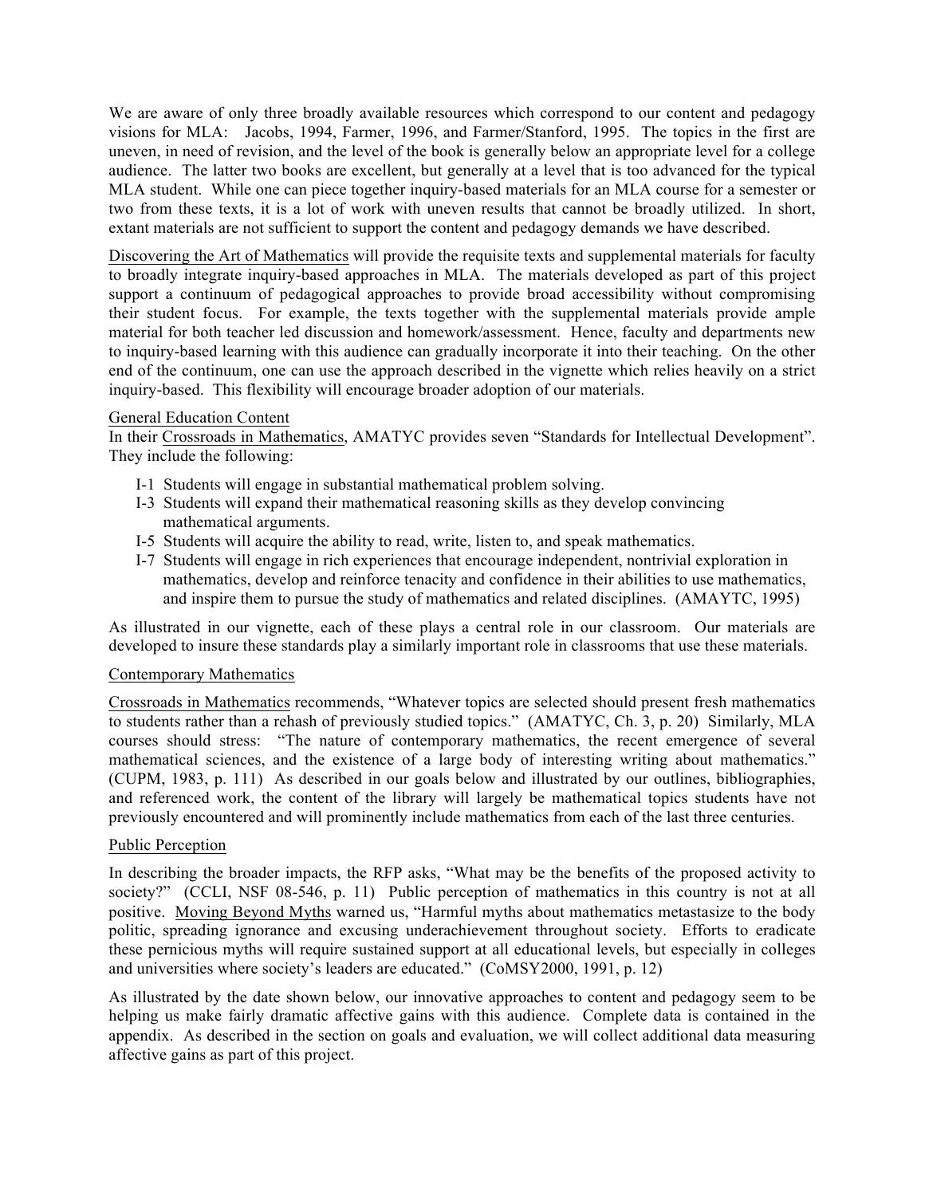We are aware of only three broadly available resources which correspond to our content and pedagogy visions for MLA: Jacobs, 1994, Farmer, 1996, and Farmer/Stanford, 1995. The topics in the first are uneven, in need of revision, and the level of the book is generally below an appropriate level for a college audience. The latter two books are excellent, but generally at a level that is too advanced for the typical MLA student. While one can piece together inquiry-based materials for an MLA course for a semester or two from these texts, it is a lot of work with uneven results that cannot be broadly utilized. In short, extant materials are not sufficient to support the content and pedagogy demands we have described.

Discovering the Art of Mathematics will provide the requisite texts and supplemental materials for faculty to broadly integrate inquiry-based approaches in MLA. The materials developed as part of this project support a continuum of pedagogical approaches to provide broad accessibility without compromising their student focus. For example, the texts together with the supplemental materials provide ample material for both teacher led discussion and homework/assessment. Hence, faculty and departments new to inquiry-based learning with this audience can gradually incorporate it into their teaching. On the other end of the continuum, one can use the approach described in the vignette which relies heavily on a strict inquiry-based. This flexibility will encourage broader adoption of our materials.

### General Education Content

In their Crossroads in Mathematics, AMATYC provides seven "Standards for Intellectual Development". They include the following:

- I-1 Students will engage in substantial mathematical problem solving.
- I-3 Students will expand their mathematical reasoning skills as they develop convincing mathematical arguments.
- I-5 Students will acquire the ability to read, write, listen to, and speak mathematics.
- I-7 Students will engage in rich experiences that encourage independent, nontrivial exploration in mathematics, develop and reinforce tenacity and confidence in their abilities to use mathematics, and inspire them to pursue the study of mathematics and related disciplines. (AMAYTC, 1995)

As illustrated in our vignette, each of these plays a central role in our classroom. Our materials are developed to insure these standards play a similarly important role in classrooms that use these materials.

### Contemporary Mathematics

Crossroads in Mathematics recommends, "Whatever topics are selected should present fresh mathematics to students rather than a rehash of previously studied topics." (AMATYC, Ch. 3, p. 20) Similarly, MLA courses should stress: "The nature of contemporary mathematics, the recent emergence of several mathematical sciences, and the existence of a large body of interesting writing about mathematics." (CUPM, 1983, p. 111) As described in our goals below and illustrated by our outlines, bibliographies, and referenced work, the content of the library will largely be mathematical topics students have not previously encountered and will prominently include mathematics from each of the last three centuries.

### Public Perception

In describing the broader impacts, the RFP asks, "What may be the benefits of the proposed activity to society?" (CCLI, NSF 08-546, p. 11) Public perception of mathematics in this country is not at all positive. Moving Beyond Myths warned us, "Harmful myths about mathematics metastasize to the body politic, spreading ignorance and excusing underachievement throughout society. Efforts to eradicate these pernicious myths will require sustained support at all educational levels, but especially in colleges and universities where society's leaders are educated." (CoMSY2000, 1991, p. 12)

As illustrated by the date shown below, our innovative approaches to content and pedagogy seem to be helping us make fairly dramatic affective gains with this audience. Complete data is contained in the appendix. As described in the section on goals and evaluation, we will collect additional data measuring affective gains as part of this project.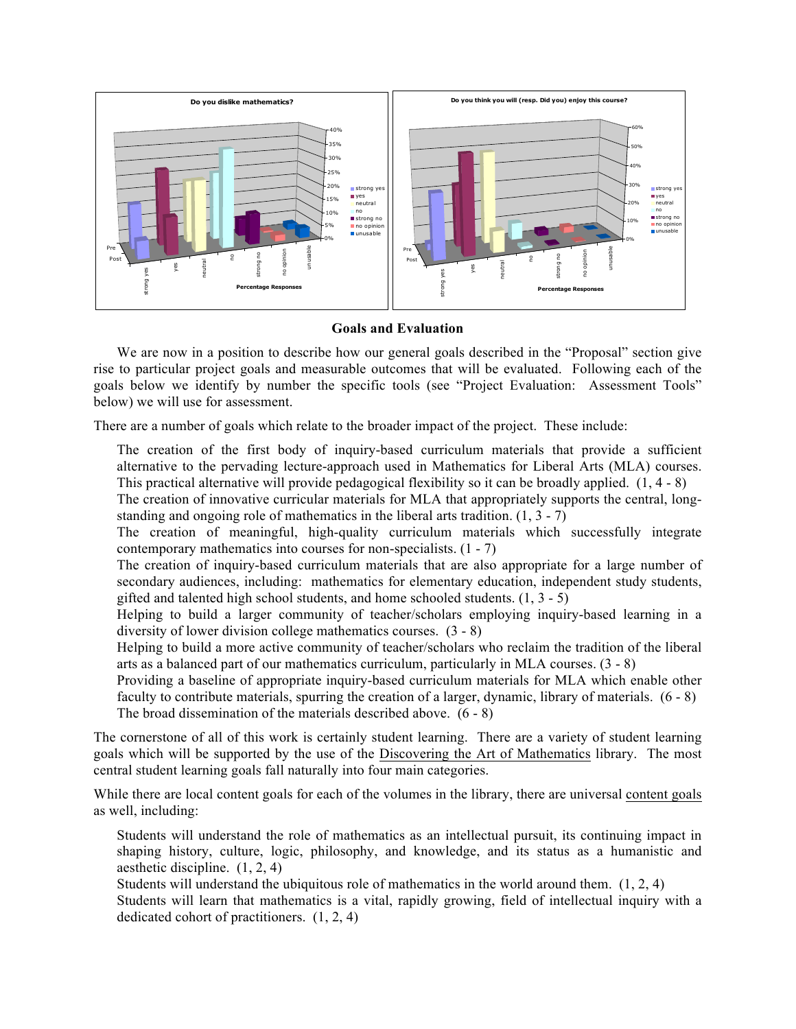## Goals and Evaluation

We are now in a position to describe how our general goals described in the "Proposal" section give rise to particular project goals and measurable outcomes that will be evaluated. Following each of the goals below we identify by number the specific tools (see "Project Evaluation: Assessment Tools" below) we will use for assessment.

There are a number of goals which relate to the broader impact of the project. These include:

The creation of the first body of inquiry-based curriculum materials that provide a sufficient alternative to the pervading lecture-approach used in Mathematics for Liberal Arts (MLA) courses. This practical alternative will provide pedagogical flexibility so it can be broadly applied. (1, 4 - 8)

The creation of innovative curricular materials for MLA that appropriately supports the central, long-standing and ongoing role of mathematics in the liberal arts tradition. (1, 3 - 7)

The creation of meaningful, high-quality curriculum materials which successfully integrate contemporary mathematics into courses for non-specialists. (1 - 7)

The creation of inquiry-based curriculum materials that are also appropriate for a large number of secondary audiences, including: mathematics for elementary education, independent study students, gifted and talented high school students, and home schooled students. (1, 3 - 5)

Helping to build a larger community of teacher/scholars employing inquiry-based learning in a diversity of lower division college mathematics courses. (3 - 8)

Helping to build a more active community of teacher/scholars who reclaim the tradition of the liberal arts as a balanced part of our mathematics curriculum, particularly in MLA courses. (3 - 8)

Providing a baseline of appropriate inquiry-based curriculum materials for MLA which enable other faculty to contribute materials, spurring the creation of a larger, dynamic, library of materials. (6 - 8)

The broad dissemination of the materials described above. (6 - 8)

The cornerstone of all of this work is certainly student learning. There are a variety of student learning goals which will be supported by the use of the Discovering the Art of Mathematics library. The most central student learning goals fall naturally into four main categories.

While there are local content goals for each of the volumes in the library, there are universal content goals as well, including:

Students will understand the role of mathematics as an intellectual pursuit, its continuing impact in shaping history, culture, logic, philosophy, and knowledge, and its status as a humanistic and aesthetic discipline. (1, 2, 4)

Students will understand the ubiquitous role of mathematics in the world around them. (1, 2, 4)

Students will learn that mathematics is a vital, rapidly growing, field of intellectual inquiry with a dedicated cohort of practitioners. (1, 2, 4)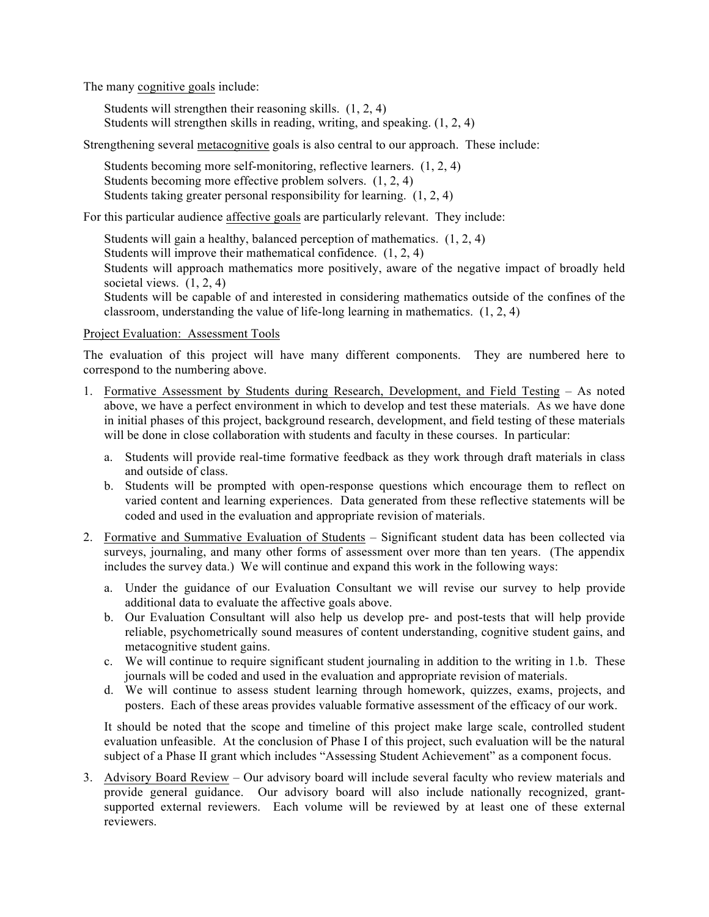The many <u>cognitive goals</u> include:

Students will strengthen their reasoning skills. (1, 2, 4)
Students will strengthen skills in reading, writing, and speaking. (1, 2, 4)

Strengthening several <u>metacognitive</u> goals is also central to our approach. These include:

Students becoming more self-monitoring, reflective learners. (1, 2, 4)
Students becoming more effective problem solvers. (1, 2, 4)
Students taking greater personal responsibility for learning. (1, 2, 4)

For this particular audience <u>affective goals</u> are particularly relevant. They include:

Students will gain a healthy, balanced perception of mathematics. (1, 2, 4)
Students will improve their mathematical confidence. (1, 2, 4)
Students will approach mathematics more positively, aware of the negative impact of broadly held societal views. (1, 2, 4)
Students will be capable of and interested in considering mathematics outside of the confines of the classroom, understanding the value of life-long learning in mathematics. (1, 2, 4)

<u>Project Evaluation: Assessment Tools</u>

The evaluation of this project will have many different components. They are numbered here to correspond to the numbering above.

1. <u>Formative Assessment by Students during Research, Development, and Field Testing</u> – As noted above, we have a perfect environment in which to develop and test these materials. As we have done in initial phases of this project, background research, development, and field testing of these materials will be done in close collaboration with students and faculty in these courses. In particular:
   a. Students will provide real-time formative feedback as they work through draft materials in class and outside of class.
   b. Students will be prompted with open-response questions which encourage them to reflect on varied content and learning experiences. Data generated from these reflective statements will be coded and used in the evaluation and appropriate revision of materials.

2. <u>Formative and Summative Evaluation of Students</u> – Significant student data has been collected via surveys, journaling, and many other forms of assessment over more than ten years. (The appendix includes the survey data.) We will continue and expand this work in the following ways:
   a. Under the guidance of our Evaluation Consultant we will revise our survey to help provide additional data to evaluate the affective goals above.
   b. Our Evaluation Consultant will also help us develop pre- and post-tests that will help provide reliable, psychometrically sound measures of content understanding, cognitive student gains, and metacognitive student gains.
   c. We will continue to require significant student journaling in addition to the writing in 1.b. These journals will be coded and used in the evaluation and appropriate revision of materials.
   d. We will continue to assess student learning through homework, quizzes, exams, projects, and posters. Each of these areas provides valuable formative assessment of the efficacy of our work.

   It should be noted that the scope and timeline of this project make large scale, controlled student evaluation unfeasible. At the conclusion of Phase I of this project, such evaluation will be the natural subject of a Phase II grant which includes "Assessing Student Achievement" as a component focus.

3. <u>Advisory Board Review</u> – Our advisory board will include several faculty who review materials and provide general guidance. Our advisory board will also include nationally recognized, grant-supported external reviewers. Each volume will be reviewed by at least one of these external reviewers.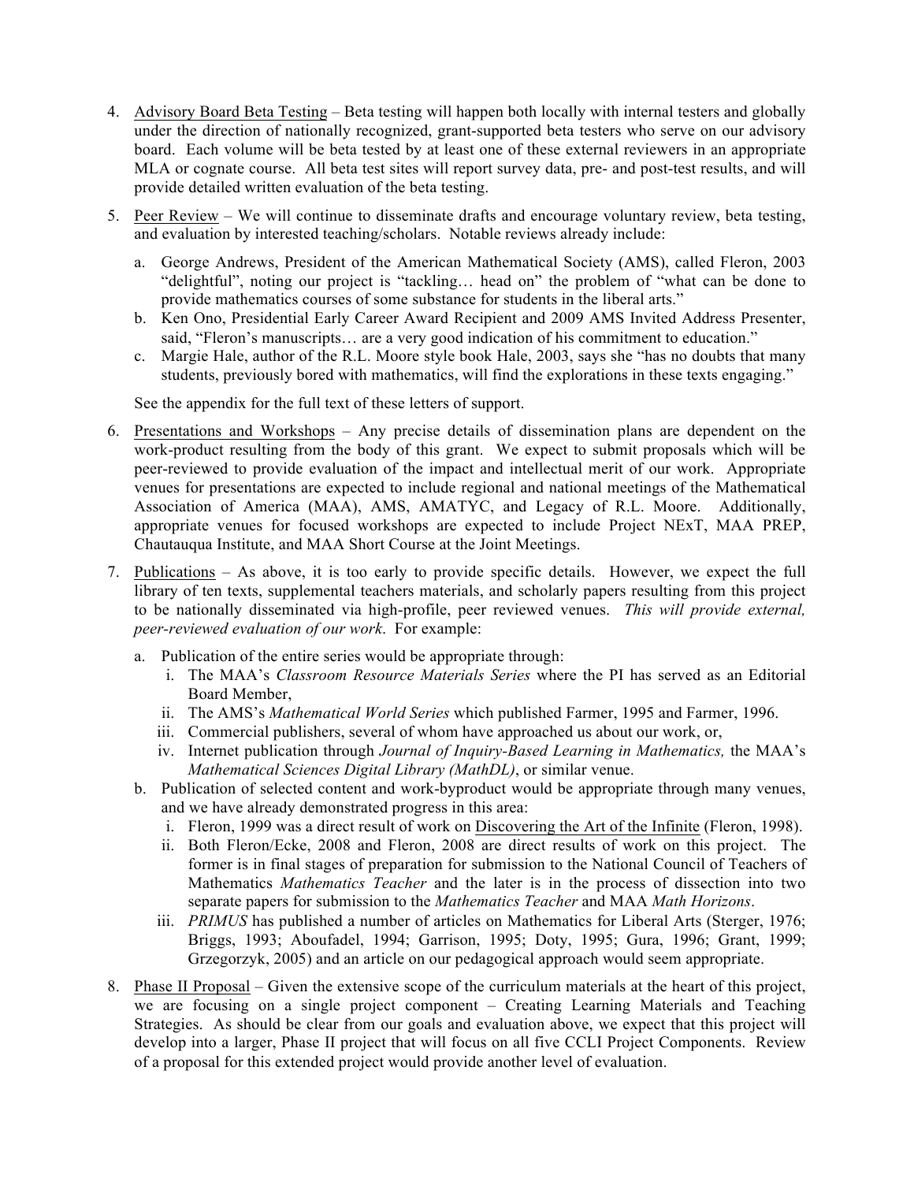4. Advisory Board Beta Testing – Beta testing will happen both locally with internal testers and globally under the direction of nationally recognized, grant-supported beta testers who serve on our advisory board. Each volume will be beta tested by at least one of these external reviewers in an appropriate MLA or cognate course. All beta test sites will report survey data, pre- and post-test results, and will provide detailed written evaluation of the beta testing.

5. Peer Review – We will continue to disseminate drafts and encourage voluntary review, beta testing, and evaluation by interested teaching/scholars. Notable reviews already include:

   a. George Andrews, President of the American Mathematical Society (AMS), called Fleron, 2003 "delightful", noting our project is "tackling… head on" the problem of "what can be done to provide mathematics courses of some substance for students in the liberal arts."
   b. Ken Ono, Presidential Early Career Award Recipient and 2009 AMS Invited Address Presenter, said, "Fleron's manuscripts… are a very good indication of his commitment to education."
   c. Margie Hale, author of the R.L. Moore style book Hale, 2003, says she "has no doubts that many students, previously bored with mathematics, will find the explorations in these texts engaging."

   See the appendix for the full text of these letters of support.

6. Presentations and Workshops – Any precise details of dissemination plans are dependent on the work-product resulting from the body of this grant. We expect to submit proposals which will be peer-reviewed to provide evaluation of the impact and intellectual merit of our work. Appropriate venues for presentations are expected to include regional and national meetings of the Mathematical Association of America (MAA), AMS, AMATYC, and Legacy of R.L. Moore. Additionally, appropriate venues for focused workshops are expected to include Project NExT, MAA PREP, Chautauqua Institute, and MAA Short Course at the Joint Meetings.

7. Publications – As above, it is too early to provide specific details. However, we expect the full library of ten texts, supplemental teachers materials, and scholarly papers resulting from this project to be nationally disseminated via high-profile, peer reviewed venues. *This will provide external, peer-reviewed evaluation of our work*. For example:

   a. Publication of the entire series would be appropriate through:
      i. The MAA's *Classroom Resource Materials Series* where the PI has served as an Editorial Board Member,
      ii. The AMS's *Mathematical World Series* which published Farmer, 1995 and Farmer, 1996.
      iii. Commercial publishers, several of whom have approached us about our work, or,
      iv. Internet publication through *Journal of Inquiry-Based Learning in Mathematics,* the MAA's *Mathematical Sciences Digital Library (MathDL)*, or similar venue.
   b. Publication of selected content and work-byproduct would be appropriate through many venues, and we have already demonstrated progress in this area:
      i. Fleron, 1999 was a direct result of work on Discovering the Art of the Infinite (Fleron, 1998).
      ii. Both Fleron/Ecke, 2008 and Fleron, 2008 are direct results of work on this project. The former is in final stages of preparation for submission to the National Council of Teachers of Mathematics *Mathematics Teacher* and the later is in the process of dissection into two separate papers for submission to the *Mathematics Teacher* and MAA *Math Horizons*.
      iii. *PRIMUS* has published a number of articles on Mathematics for Liberal Arts (Sterger, 1976; Briggs, 1993; Aboufadel, 1994; Garrison, 1995; Doty, 1995; Gura, 1996; Grant, 1999; Grzegorzyk, 2005) and an article on our pedagogical approach would seem appropriate.

8. Phase II Proposal – Given the extensive scope of the curriculum materials at the heart of this project, we are focusing on a single project component – Creating Learning Materials and Teaching Strategies. As should be clear from our goals and evaluation above, we expect that this project will develop into a larger, Phase II project that will focus on all five CCLI Project Components. Review of a proposal for this extended project would provide another level of evaluation.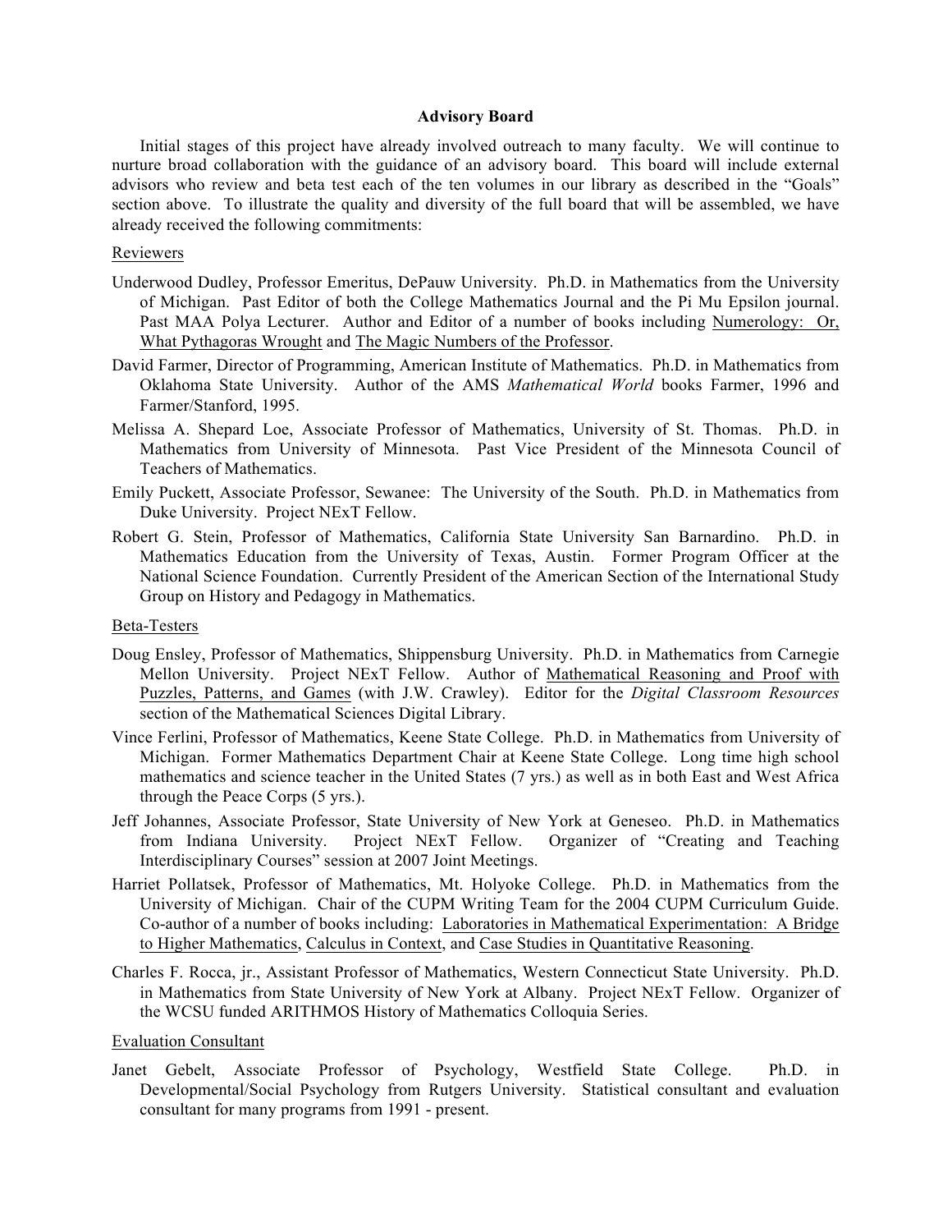## Advisory Board

Initial stages of this project have already involved outreach to many faculty. We will continue to nurture broad collaboration with the guidance of an advisory board. This board will include external advisors who review and beta test each of the ten volumes in our library as described in the "Goals" section above. To illustrate the quality and diversity of the full board that will be assembled, we have already received the following commitments:

<u>Reviewers</u>

Underwood Dudley, Professor Emeritus, DePauw University. Ph.D. in Mathematics from the University of Michigan. Past Editor of both the College Mathematics Journal and the Pi Mu Epsilon journal. Past MAA Polya Lecturer. Author and Editor of a number of books including <u>Numerology: Or, What Pythagoras Wrought</u> and <u>The Magic Numbers of the Professor</u>.

David Farmer, Director of Programming, American Institute of Mathematics. Ph.D. in Mathematics from Oklahoma State University. Author of the AMS *Mathematical World* books Farmer, 1996 and Farmer/Stanford, 1995.

Melissa A. Shepard Loe, Associate Professor of Mathematics, University of St. Thomas. Ph.D. in Mathematics from University of Minnesota. Past Vice President of the Minnesota Council of Teachers of Mathematics.

Emily Puckett, Associate Professor, Sewanee: The University of the South. Ph.D. in Mathematics from Duke University. Project NExT Fellow.

Robert G. Stein, Professor of Mathematics, California State University San Barnardino. Ph.D. in Mathematics Education from the University of Texas, Austin. Former Program Officer at the National Science Foundation. Currently President of the American Section of the International Study Group on History and Pedagogy in Mathematics.

<u>Beta-Testers</u>

Doug Ensley, Professor of Mathematics, Shippensburg University. Ph.D. in Mathematics from Carnegie Mellon University. Project NExT Fellow. Author of <u>Mathematical Reasoning and Proof with Puzzles, Patterns, and Games</u> (with J.W. Crawley). Editor for the *Digital Classroom Resources* section of the Mathematical Sciences Digital Library.

Vince Ferlini, Professor of Mathematics, Keene State College. Ph.D. in Mathematics from University of Michigan. Former Mathematics Department Chair at Keene State College. Long time high school mathematics and science teacher in the United States (7 yrs.) as well as in both East and West Africa through the Peace Corps (5 yrs.).

Jeff Johannes, Associate Professor, State University of New York at Geneseo. Ph.D. in Mathematics from Indiana University. Project NExT Fellow. Organizer of "Creating and Teaching Interdisciplinary Courses" session at 2007 Joint Meetings.

Harriet Pollatsek, Professor of Mathematics, Mt. Holyoke College. Ph.D. in Mathematics from the University of Michigan. Chair of the CUPM Writing Team for the 2004 CUPM Curriculum Guide. Co-author of a number of books including: <u>Laboratories in Mathematical Experimentation: A Bridge to Higher Mathematics</u>, <u>Calculus in Context</u>, and <u>Case Studies in Quantitative Reasoning</u>.

Charles F. Rocca, jr., Assistant Professor of Mathematics, Western Connecticut State University. Ph.D. in Mathematics from State University of New York at Albany. Project NExT Fellow. Organizer of the WCSU funded ARITHMOS History of Mathematics Colloquia Series.

<u>Evaluation Consultant</u>

Janet Gebelt, Associate Professor of Psychology, Westfield State College. Ph.D. in Developmental/Social Psychology from Rutgers University. Statistical consultant and evaluation consultant for many programs from 1991 - present.